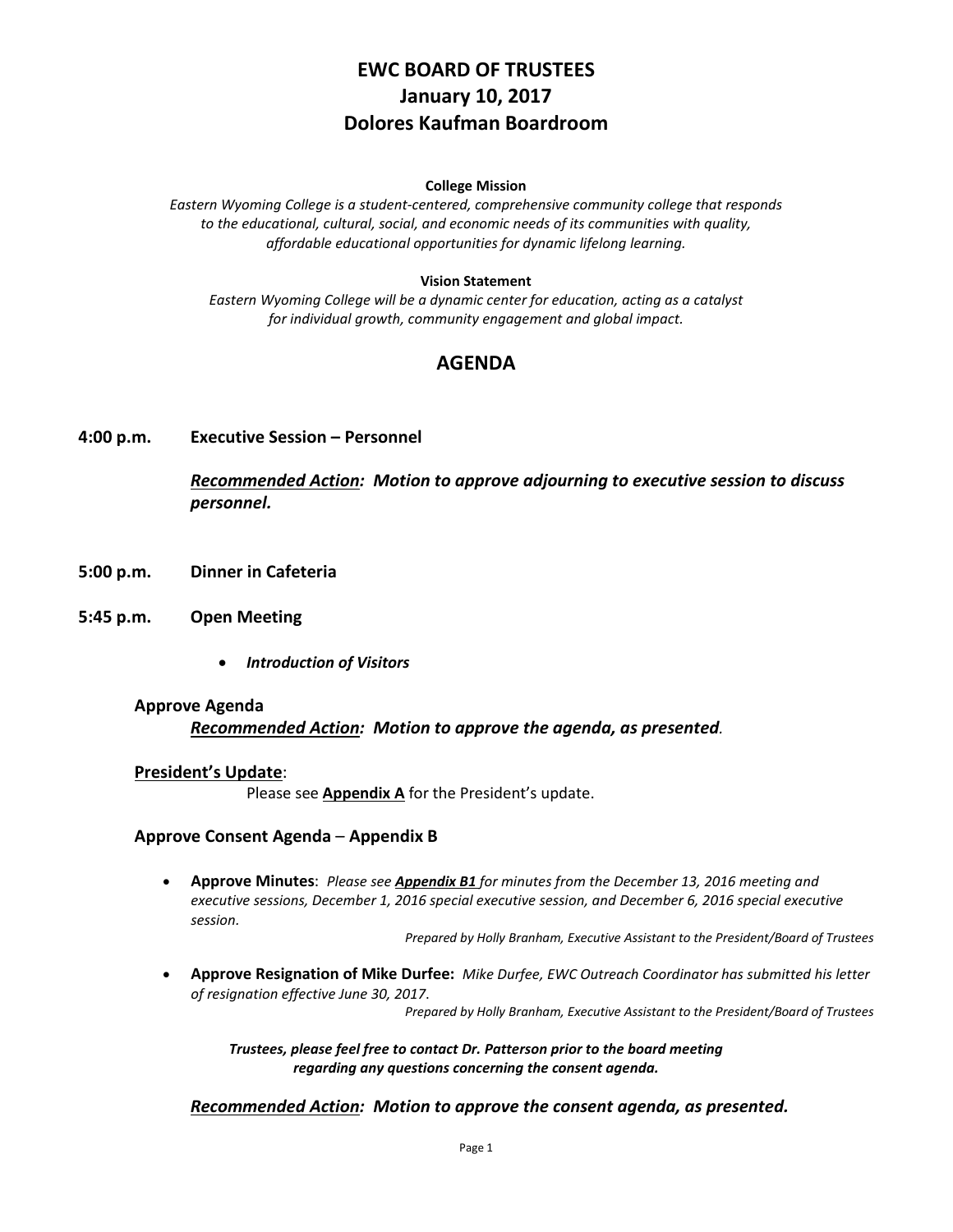# EWC BOARD OF TRUSTEES
# January 10, 2017
# Dolores Kaufman Boardroom

**College Mission**

*Eastern Wyoming College is a student-centered, comprehensive community college that responds to the educational, cultural, social, and economic needs of its communities with quality, affordable educational opportunities for dynamic lifelong learning.*

**Vision Statement**

*Eastern Wyoming College will be a dynamic center for education, acting as a catalyst for individual growth, community engagement and global impact.*

## AGENDA

**4:00 p.m. Executive Session – Personnel**

***Recommended Action:** Motion to approve adjourning to executive session to discuss personnel.*

**5:00 p.m. Dinner in Cafeteria**

**5:45 p.m. Open Meeting**

- ***Introduction of Visitors***

**Approve Agenda**

***Recommended Action:** Motion to approve the agenda, as presented.*

**President's Update**:

Please see **Appendix A** for the President's update.

**Approve Consent Agenda – Appendix B**

- **Approve Minutes**: *Please see **Appendix B1** for minutes from the December 13, 2016 meeting and executive sessions, December 1, 2016 special executive session, and December 6, 2016 special executive session.*

  *Prepared by Holly Branham, Executive Assistant to the President/Board of Trustees*

- **Approve Resignation of Mike Durfee:** *Mike Durfee, EWC Outreach Coordinator has submitted his letter of resignation effective June 30, 2017.*

  *Prepared by Holly Branham, Executive Assistant to the President/Board of Trustees*

***Trustees, please feel free to contact Dr. Patterson prior to the board meeting regarding any questions concerning the consent agenda.***

***Recommended Action:** Motion to approve the consent agenda, as presented.*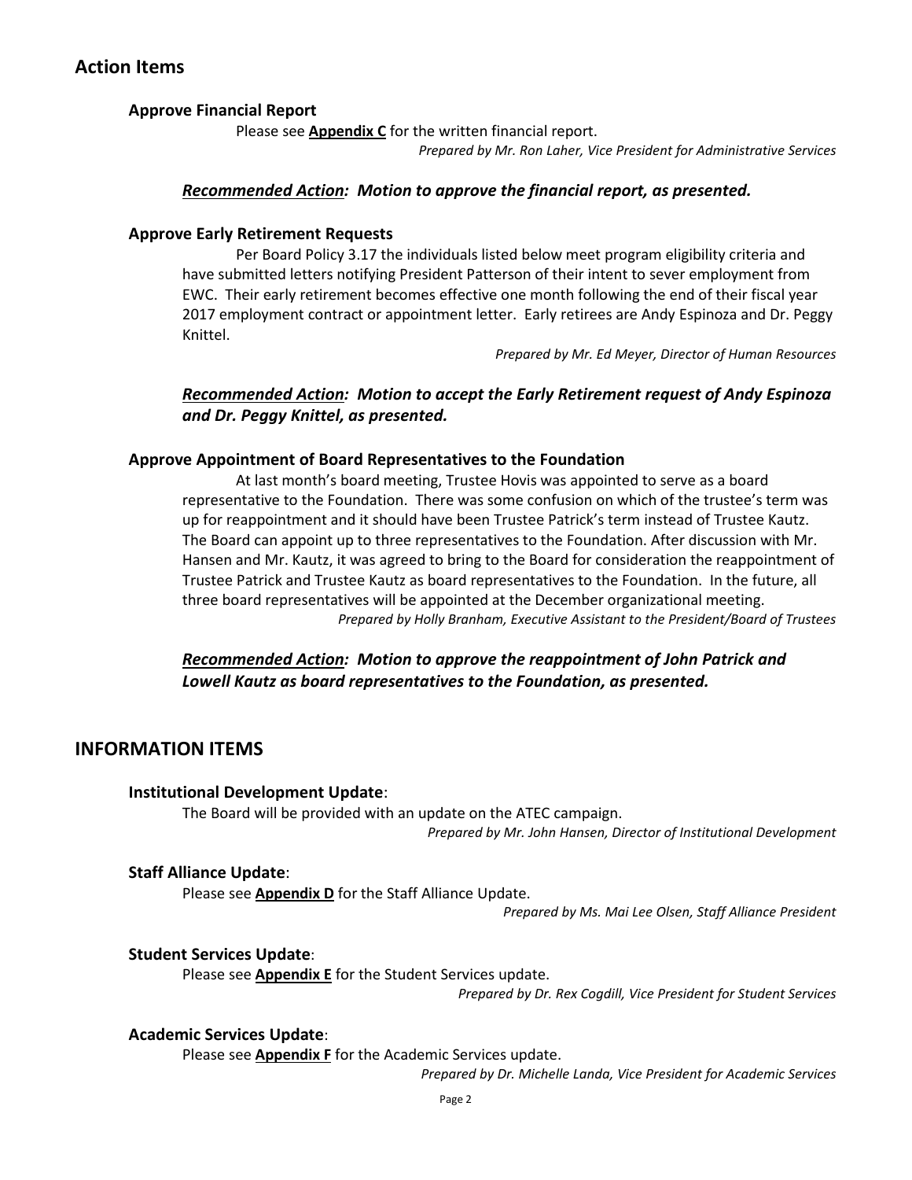## Action Items

### Approve Financial Report

Please see **Appendix C** for the written financial report.

*Prepared by Mr. Ron Laher, Vice President for Administrative Services*

***Recommended Action:* Motion to approve the financial report, as presented.**

### Approve Early Retirement Requests

Per Board Policy 3.17 the individuals listed below meet program eligibility criteria and have submitted letters notifying President Patterson of their intent to sever employment from EWC. Their early retirement becomes effective one month following the end of their fiscal year 2017 employment contract or appointment letter. Early retirees are Andy Espinoza and Dr. Peggy Knittel.

*Prepared by Mr. Ed Meyer, Director of Human Resources*

***Recommended Action:* Motion to accept the Early Retirement request of Andy Espinoza and Dr. Peggy Knittel, as presented.**

### Approve Appointment of Board Representatives to the Foundation

At last month's board meeting, Trustee Hovis was appointed to serve as a board representative to the Foundation. There was some confusion on which of the trustee's term was up for reappointment and it should have been Trustee Patrick's term instead of Trustee Kautz. The Board can appoint up to three representatives to the Foundation. After discussion with Mr. Hansen and Mr. Kautz, it was agreed to bring to the Board for consideration the reappointment of Trustee Patrick and Trustee Kautz as board representatives to the Foundation. In the future, all three board representatives will be appointed at the December organizational meeting.

*Prepared by Holly Branham, Executive Assistant to the President/Board of Trustees*

***Recommended Action:* Motion to approve the reappointment of John Patrick and Lowell Kautz as board representatives to the Foundation, as presented.**

## INFORMATION ITEMS

### Institutional Development Update:

The Board will be provided with an update on the ATEC campaign.

*Prepared by Mr. John Hansen, Director of Institutional Development*

### Staff Alliance Update:

Please see **Appendix D** for the Staff Alliance Update.

*Prepared by Ms. Mai Lee Olsen, Staff Alliance President*

### Student Services Update:

Please see **Appendix E** for the Student Services update.

*Prepared by Dr. Rex Cogdill, Vice President for Student Services*

### Academic Services Update:

Please see **Appendix F** for the Academic Services update.

*Prepared by Dr. Michelle Landa, Vice President for Academic Services*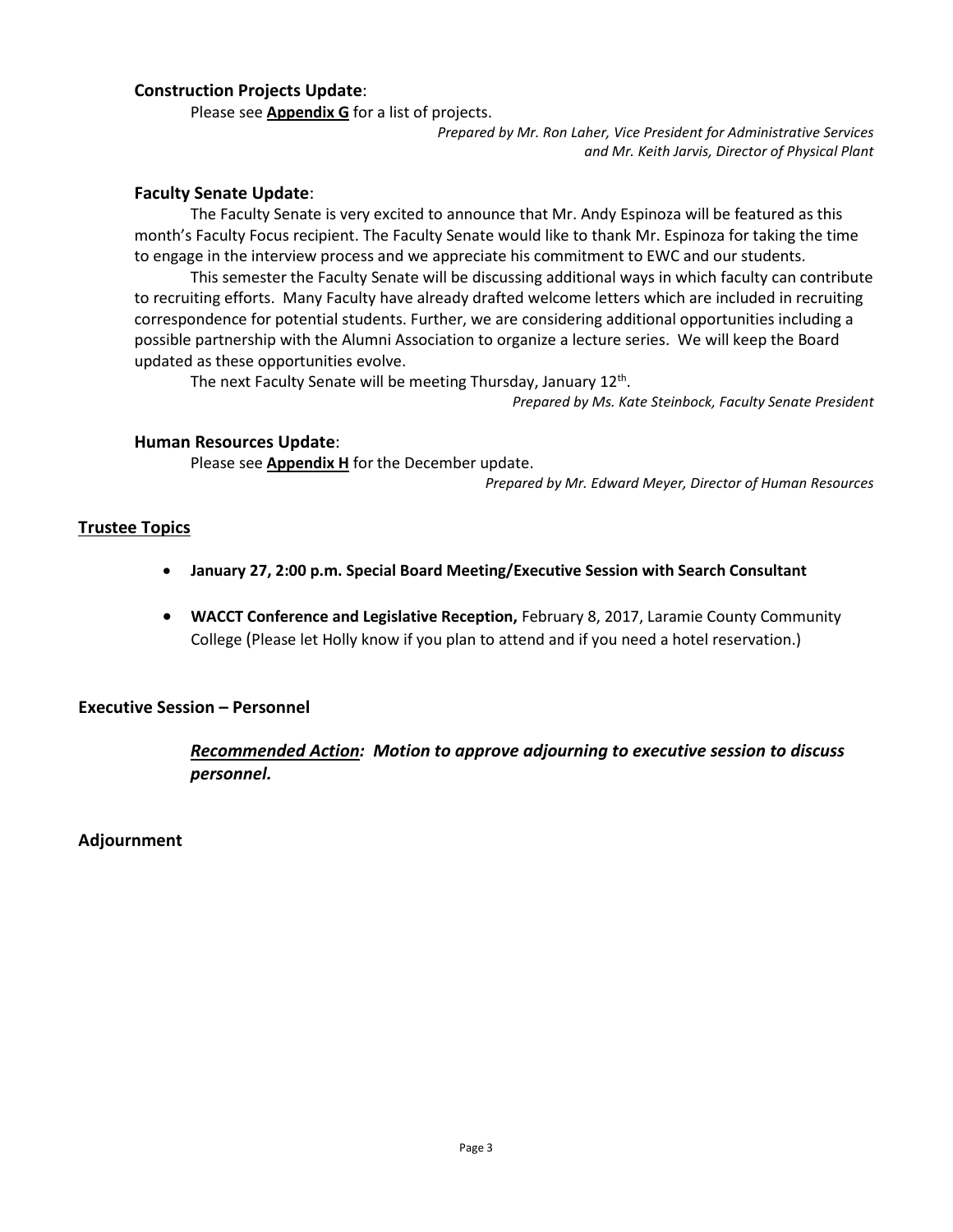### Construction Projects Update:

Please see **Appendix G** for a list of projects.

*Prepared by Mr. Ron Laher, Vice President for Administrative Services and Mr. Keith Jarvis, Director of Physical Plant*

### Faculty Senate Update:

The Faculty Senate is very excited to announce that Mr. Andy Espinoza will be featured as this month's Faculty Focus recipient. The Faculty Senate would like to thank Mr. Espinoza for taking the time to engage in the interview process and we appreciate his commitment to EWC and our students.

This semester the Faculty Senate will be discussing additional ways in which faculty can contribute to recruiting efforts. Many Faculty have already drafted welcome letters which are included in recruiting correspondence for potential students. Further, we are considering additional opportunities including a possible partnership with the Alumni Association to organize a lecture series. We will keep the Board updated as these opportunities evolve.

The next Faculty Senate will be meeting Thursday, January 12th.

*Prepared by Ms. Kate Steinbock, Faculty Senate President*

### Human Resources Update:

Please see **Appendix H** for the December update.

*Prepared by Mr. Edward Meyer, Director of Human Resources*

## Trustee Topics

- **January 27, 2:00 p.m. Special Board Meeting/Executive Session with Search Consultant**
- **WACCT Conference and Legislative Reception,** February 8, 2017, Laramie County Community College (Please let Holly know if you plan to attend and if you need a hotel reservation.)

## Executive Session – Personnel

***Recommended Action:* *Motion to approve adjourning to executive session to discuss personnel.***

## Adjournment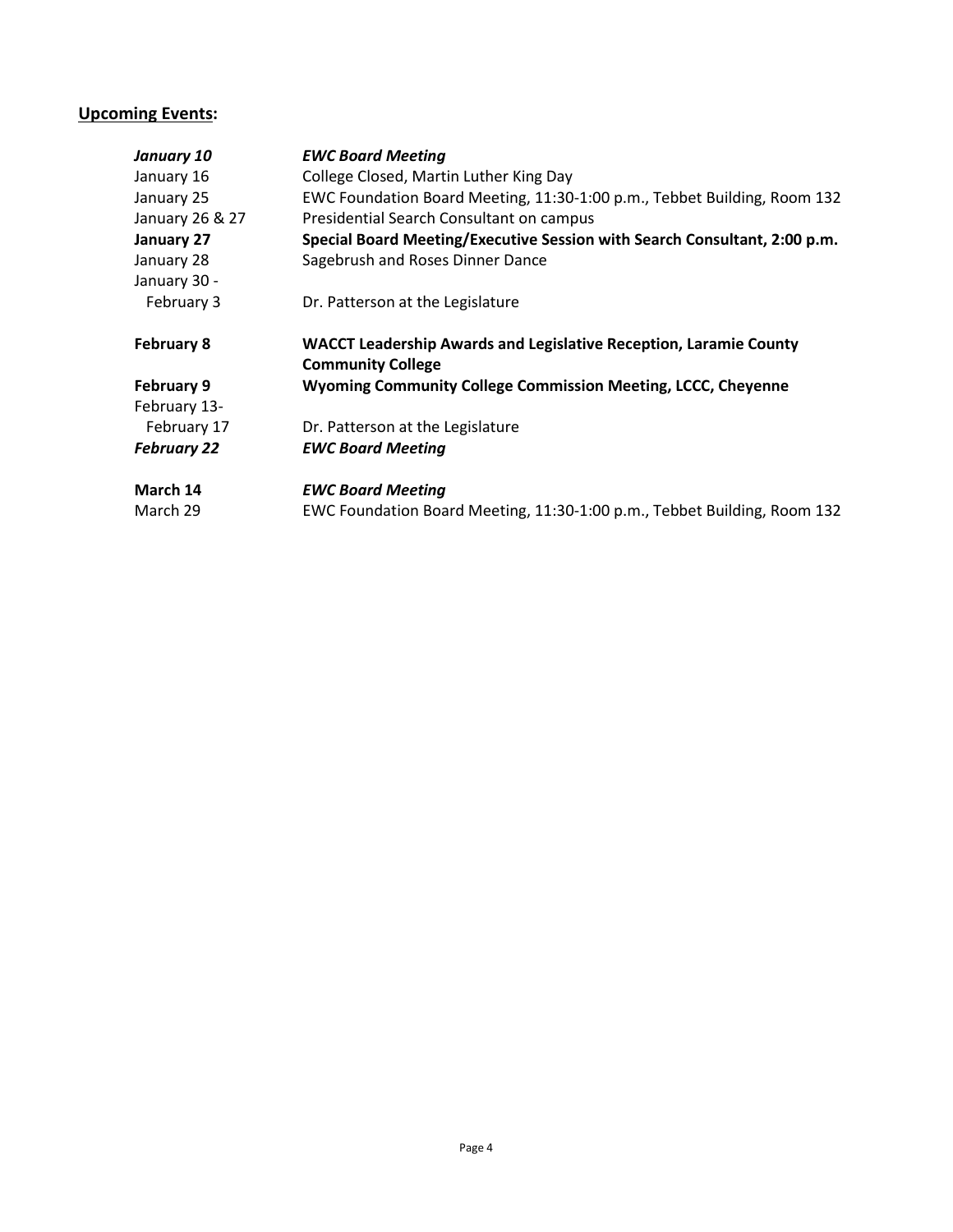**<u>Upcoming Events</u>:**

| | |
|---|---|
| ***January 10*** | ***EWC Board Meeting*** |
| January 16 | College Closed, Martin Luther King Day |
| January 25 | EWC Foundation Board Meeting, 11:30-1:00 p.m., Tebbet Building, Room 132 |
| January 26 & 27 | Presidential Search Consultant on campus |
| **January 27** | **Special Board Meeting/Executive Session with Search Consultant, 2:00 p.m.** |
| January 28 | Sagebrush and Roses Dinner Dance |
| January 30 - February 3 | Dr. Patterson at the Legislature |
| **February 8** | **WACCT Leadership Awards and Legislative Reception, Laramie County Community College** |
| **February 9** | **Wyoming Community College Commission Meeting, LCCC, Cheyenne** |
| February 13- February 17 | Dr. Patterson at the Legislature |
| ***February 22*** | ***EWC Board Meeting*** |
| **March 14** | ***EWC Board Meeting*** |
| March 29 | EWC Foundation Board Meeting, 11:30-1:00 p.m., Tebbet Building, Room 132 |